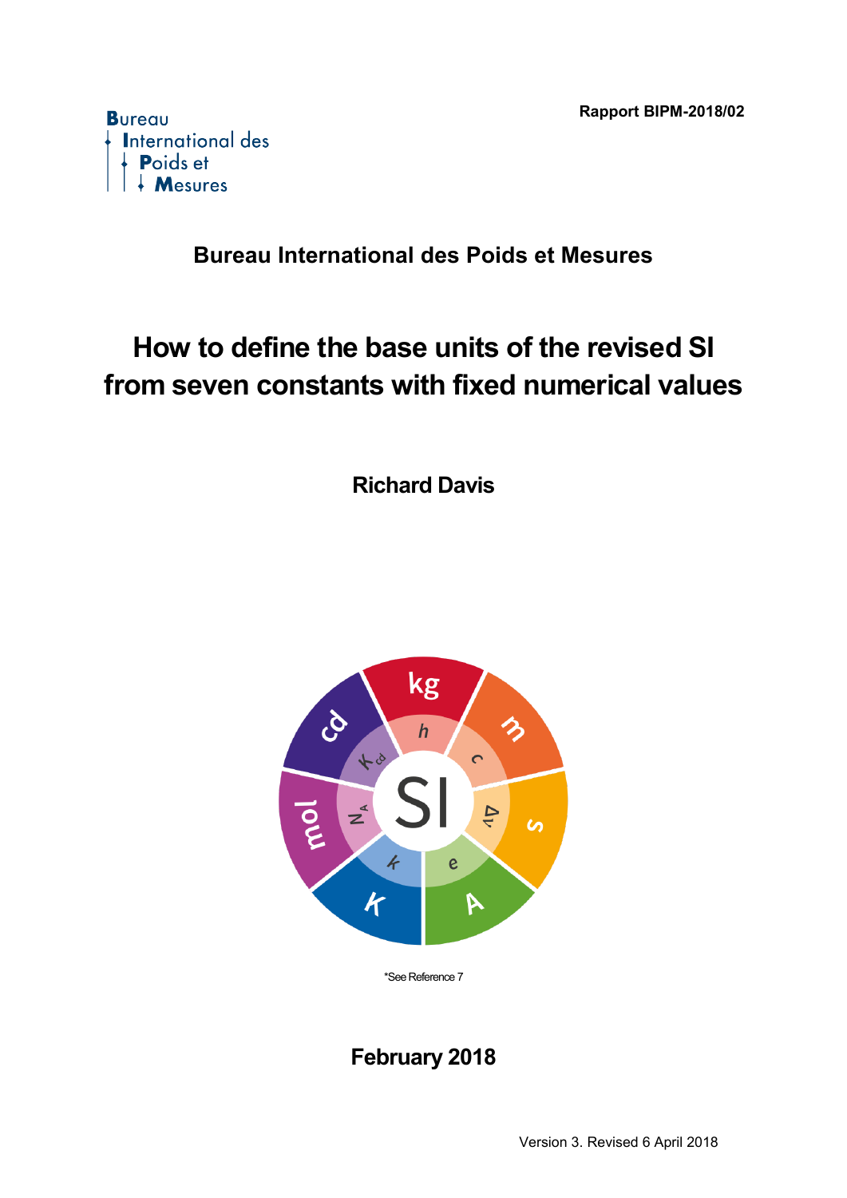Rapport BIPM-2018/02

Bureau International des Poids et Mesures

# Bureau International des Poids et Mesures

# How to define the base units of the revised SI from seven constants with fixed numerical values

**Richard Davis**

*See Reference 7

**February 2018**

Version 3. Revised 6 April 2018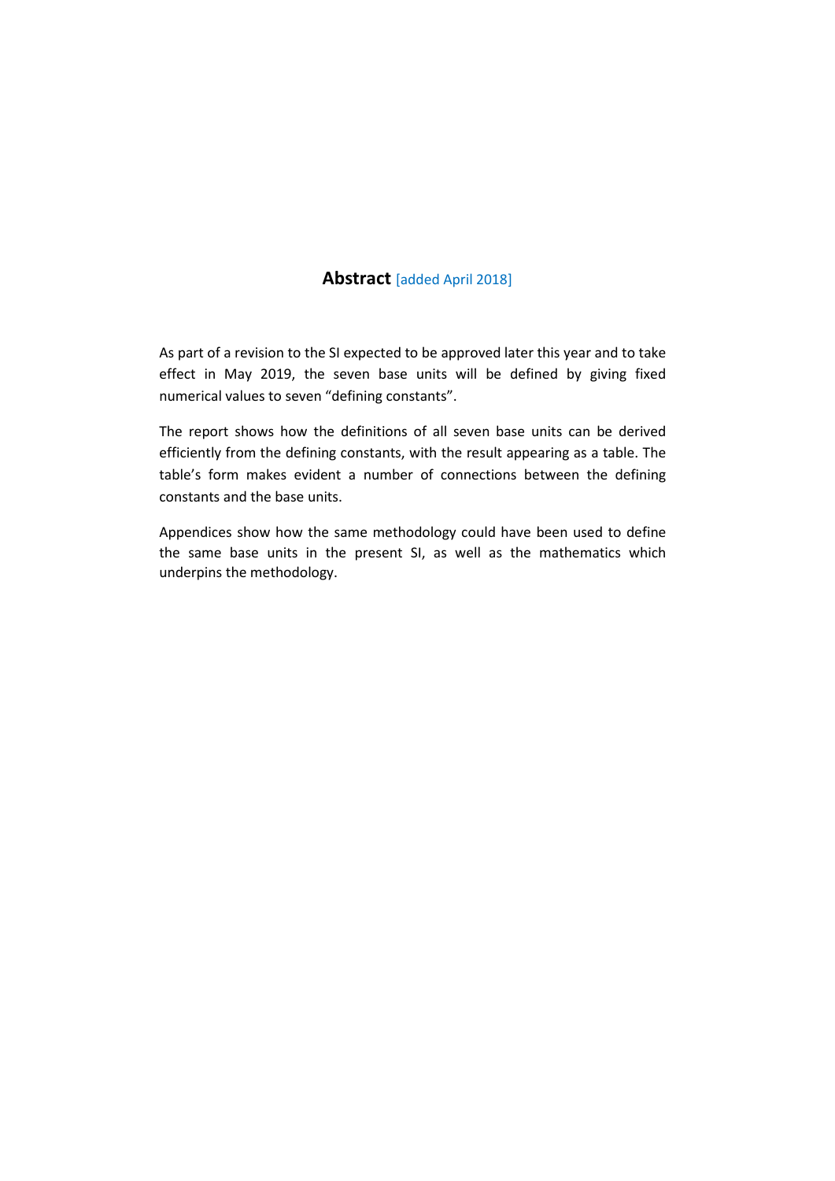## Abstract [added April 2018]

As part of a revision to the SI expected to be approved later this year and to take effect in May 2019, the seven base units will be defined by giving fixed numerical values to seven "defining constants".

The report shows how the definitions of all seven base units can be derived efficiently from the defining constants, with the result appearing as a table. The table's form makes evident a number of connections between the defining constants and the base units.

Appendices show how the same methodology could have been used to define the same base units in the present SI, as well as the mathematics which underpins the methodology.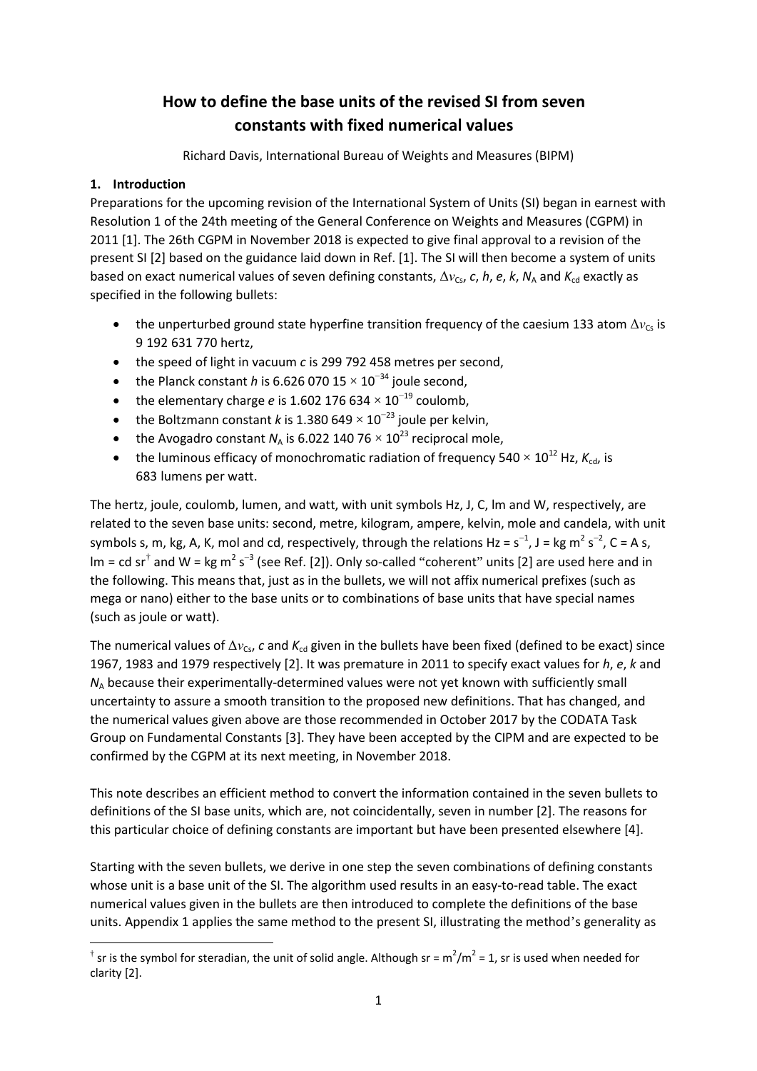# How to define the base units of the revised SI from seven constants with fixed numerical values

Richard Davis, International Bureau of Weights and Measures (BIPM)

## 1. Introduction

Preparations for the upcoming revision of the International System of Units (SI) began in earnest with Resolution 1 of the 24th meeting of the General Conference on Weights and Measures (CGPM) in 2011 [1]. The 26th CGPM in November 2018 is expected to give final approval to a revision of the present SI [2] based on the guidance laid down in Ref. [1]. The SI will then become a system of units based on exact numerical values of seven defining constants, $\Delta\nu_{\mathrm{Cs}}$, $c$, $h$, $e$, $k$, $N_{\mathrm{A}}$ and $K_{\mathrm{cd}}$ exactly as specified in the following bullets:

- the unperturbed ground state hyperfine transition frequency of the caesium 133 atom $\Delta\nu_{\mathrm{Cs}}$ is 9 192 631 770 hertz,
- the speed of light in vacuum $c$ is 299 792 458 metres per second,
- the Planck constant $h$ is $6.626\ 070\ 15 \times 10^{-34}$ joule second,
- the elementary charge $e$ is $1.602\ 176\ 634 \times 10^{-19}$ coulomb,
- the Boltzmann constant $k$ is $1.380\ 649 \times 10^{-23}$ joule per kelvin,
- the Avogadro constant $N_{\mathrm{A}}$ is $6.022\ 140\ 76 \times 10^{23}$ reciprocal mole,
- the luminous efficacy of monochromatic radiation of frequency $540 \times 10^{12}$ Hz, $K_{\mathrm{cd}}$, is 683 lumens per watt.

The hertz, joule, coulomb, lumen, and watt, with unit symbols Hz, J, C, lm and W, respectively, are related to the seven base units: second, metre, kilogram, ampere, kelvin, mole and candela, with unit symbols s, m, kg, A, K, mol and cd, respectively, through the relations Hz = $\mathrm{s}^{-1}$, J = kg $\mathrm{m}^2$ $\mathrm{s}^{-2}$, C = A s, lm = cd sr[†] and W = kg $\mathrm{m}^2$ $\mathrm{s}^{-3}$ (see Ref. [2]). Only so-called "coherent" units [2] are used here and in the following. This means that, just as in the bullets, we will not affix numerical prefixes (such as mega or nano) either to the base units or to combinations of base units that have special names (such as joule or watt).

The numerical values of $\Delta\nu_{\mathrm{Cs}}$, $c$ and $K_{\mathrm{cd}}$ given in the bullets have been fixed (defined to be exact) since 1967, 1983 and 1979 respectively [2]. It was premature in 2011 to specify exact values for $h$, $e$, $k$ and $N_{\mathrm{A}}$ because their experimentally-determined values were not yet known with sufficiently small uncertainty to assure a smooth transition to the proposed new definitions. That has changed, and the numerical values given above are those recommended in October 2017 by the CODATA Task Group on Fundamental Constants [3]. They have been accepted by the CIPM and are expected to be confirmed by the CGPM at its next meeting, in November 2018.

This note describes an efficient method to convert the information contained in the seven bullets to definitions of the SI base units, which are, not coincidentally, seven in number [2]. The reasons for this particular choice of defining constants are important but have been presented elsewhere [4].

Starting with the seven bullets, we derive in one step the seven combinations of defining constants whose unit is a base unit of the SI. The algorithm used results in an easy-to-read table. The exact numerical values given in the bullets are then introduced to complete the definitions of the base units. Appendix 1 applies the same method to the present SI, illustrating the method's generality as

[†] sr is the symbol for steradian, the unit of solid angle. Although sr = $\mathrm{m}^2/\mathrm{m}^2$ = 1, sr is used when needed for clarity [2].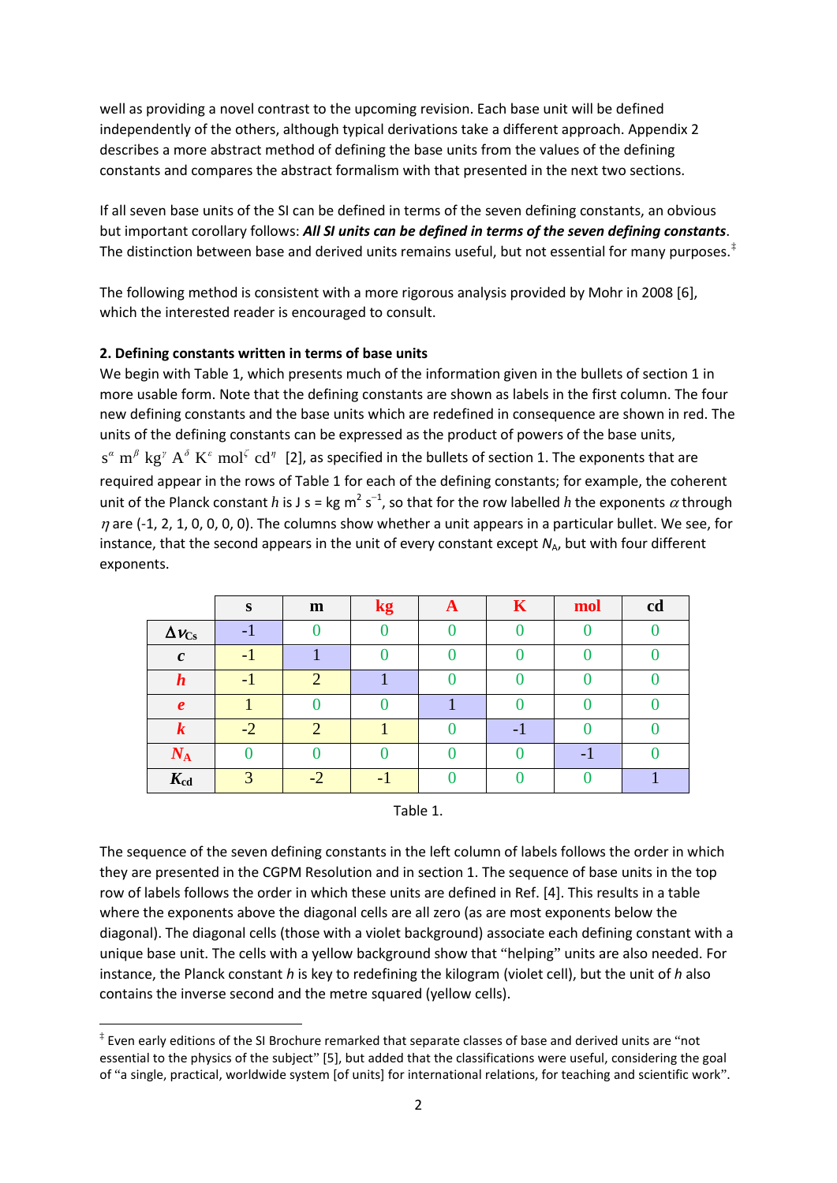well as providing a novel contrast to the upcoming revision. Each base unit will be defined independently of the others, although typical derivations take a different approach. Appendix 2 describes a more abstract method of defining the base units from the values of the defining constants and compares the abstract formalism with that presented in the next two sections.

If all seven base units of the SI can be defined in terms of the seven defining constants, an obvious but important corollary follows: ***All SI units can be defined in terms of the seven defining constants***. The distinction between base and derived units remains useful, but not essential for many purposes.[‡]

The following method is consistent with a more rigorous analysis provided by Mohr in 2008 [6], which the interested reader is encouraged to consult.

**2. Defining constants written in terms of base units**

We begin with Table 1, which presents much of the information given in the bullets of section 1 in more usable form. Note that the defining constants are shown as labels in the first column. The four new defining constants and the base units which are redefined in consequence are shown in red. The units of the defining constants can be expressed as the product of powers of the base units, $\mathrm{s}^{\alpha}\ \mathrm{m}^{\beta}\ \mathrm{kg}^{\gamma}\ \mathrm{A}^{\delta}\ \mathrm{K}^{\varepsilon}\ \mathrm{mol}^{\zeta}\ \mathrm{cd}^{\eta}$ [2], as specified in the bullets of section 1. The exponents that are required appear in the rows of Table 1 for each of the defining constants; for example, the coherent unit of the Planck constant $h$ is J s = kg m$^2$ s$^{-1}$, so that for the row labelled $h$ the exponents $\alpha$ through $\eta$ are (-1, 2, 1, 0, 0, 0, 0). The columns show whether a unit appears in a particular bullet. We see, for instance, that the second appears in the unit of every constant except $N_A$, but with four different exponents.

| | s | m | kg | A | K | mol | cd |
|---|---|---|---|---|---|---|---|
| $\Delta\nu_{\mathrm{Cs}}$ | -1 | 0 | 0 | 0 | 0 | 0 | 0 |
| $c$ | -1 | 1 | 0 | 0 | 0 | 0 | 0 |
| $h$ | -1 | 2 | 1 | 0 | 0 | 0 | 0 |
| $e$ | 1 | 0 | 0 | 1 | 0 | 0 | 0 |
| $k$ | -2 | 2 | 1 | 0 | -1 | 0 | 0 |
| $N_A$ | 0 | 0 | 0 | 0 | 0 | -1 | 0 |
| $K_{\mathrm{cd}}$ | 3 | -2 | -1 | 0 | 0 | 0 | 1 |

Table 1.

The sequence of the seven defining constants in the left column of labels follows the order in which they are presented in the CGPM Resolution and in section 1. The sequence of base units in the top row of labels follows the order in which these units are defined in Ref. [4]. This results in a table where the exponents above the diagonal cells are all zero (as are most exponents below the diagonal). The diagonal cells (those with a violet background) associate each defining constant with a unique base unit. The cells with a yellow background show that "helping" units are also needed. For instance, the Planck constant $h$ is key to redefining the kilogram (violet cell), but the unit of $h$ also contains the inverse second and the metre squared (yellow cells).

[‡] Even early editions of the SI Brochure remarked that separate classes of base and derived units are "not essential to the physics of the subject" [5], but added that the classifications were useful, considering the goal of "a single, practical, worldwide system [of units] for international relations, for teaching and scientific work".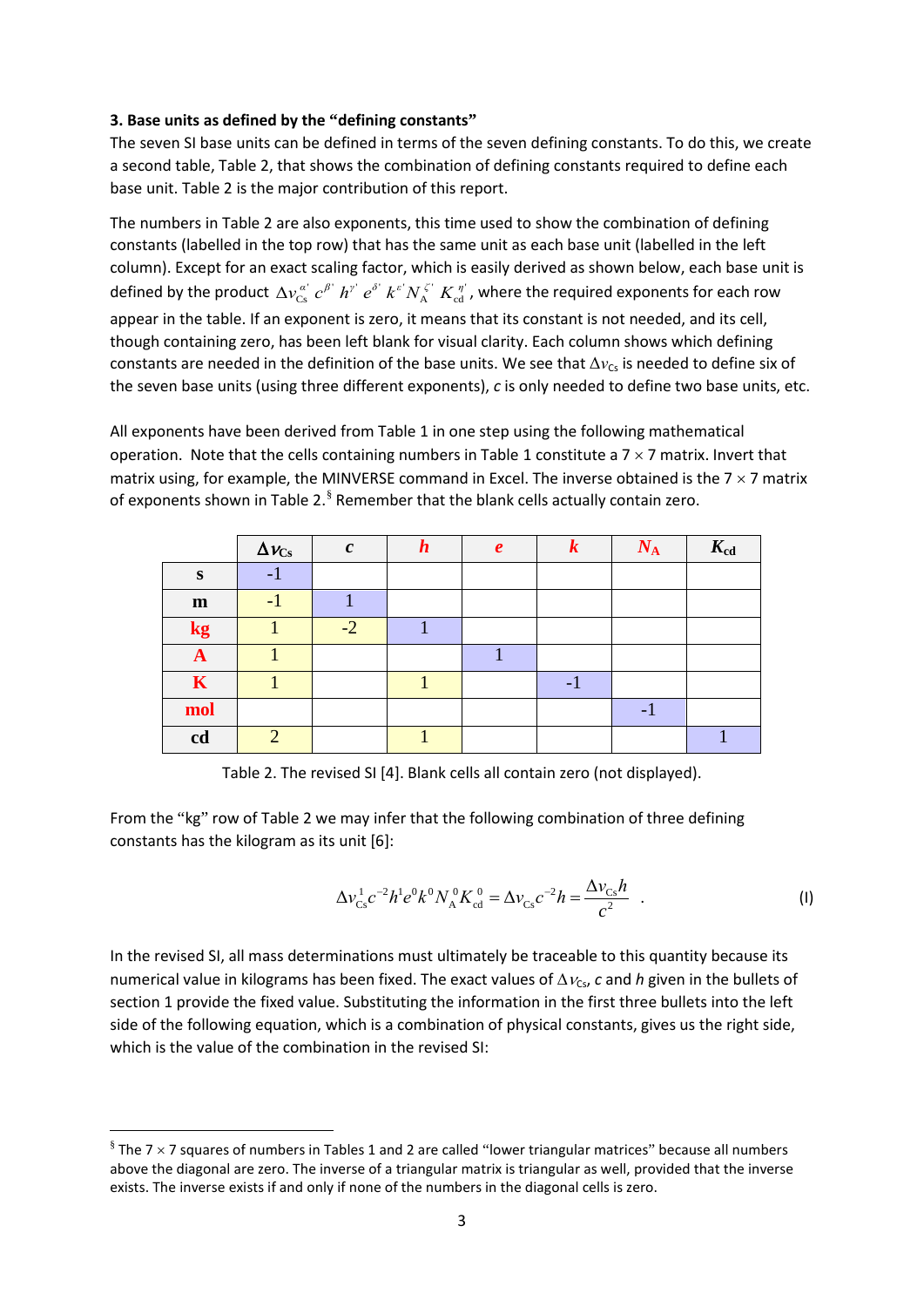**3. Base units as defined by the "defining constants"**

The seven SI base units can be defined in terms of the seven defining constants. To do this, we create a second table, Table 2, that shows the combination of defining constants required to define each base unit. Table 2 is the major contribution of this report.

The numbers in Table 2 are also exponents, this time used to show the combination of defining constants (labelled in the top row) that has the same unit as each base unit (labelled in the left column). Except for an exact scaling factor, which is easily derived as shown below, each base unit is defined by the product $\Delta\nu_{\text{Cs}}^{\alpha'} c^{\beta'} h^{\gamma'} e^{\delta'} k^{\varepsilon'} N_{\text{A}}^{\zeta'} K_{\text{cd}}^{\eta'}$, where the required exponents for each row appear in the table. If an exponent is zero, it means that its constant is not needed, and its cell, though containing zero, has been left blank for visual clarity. Each column shows which defining constants are needed in the definition of the base units. We see that $\Delta\nu_{\text{Cs}}$ is needed to define six of the seven base units (using three different exponents), $c$ is only needed to define two base units, etc.

All exponents have been derived from Table 1 in one step using the following mathematical operation. Note that the cells containing numbers in Table 1 constitute a 7 × 7 matrix. Invert that matrix using, for example, the MINVERSE command in Excel. The inverse obtained is the 7 × 7 matrix of exponents shown in Table 2.[§] Remember that the blank cells actually contain zero.

| | $\Delta\nu_{\text{Cs}}$ | $c$ | $h$ | $e$ | $k$ | $N_{\text{A}}$ | $K_{\text{cd}}$ |
|---|---|---|---|---|---|---|---|
| **s** | -1 | | | | | | |
| **m** | -1 | 1 | | | | | |
| **kg** | 1 | -2 | 1 | | | | |
| **A** | 1 | | | 1 | | | |
| **K** | 1 | | 1 | | -1 | | |
| **mol** | | | | | | -1 | |
| **cd** | 2 | | 1 | | | | 1 |

Table 2. The revised SI [4]. Blank cells all contain zero (not displayed).

From the "kg" row of Table 2 we may infer that the following combination of three defining constants has the kilogram as its unit [6]:

$$\Delta\nu_{\text{Cs}}^{1} c^{-2} h^{1} e^{0} k^{0} N_{\text{A}}^{0} K_{\text{cd}}^{0} = \Delta\nu_{\text{Cs}} c^{-2} h = \frac{\Delta\nu_{\text{Cs}} h}{c^{2}} \quad . \tag{I}$$

In the revised SI, all mass determinations must ultimately be traceable to this quantity because its numerical value in kilograms has been fixed. The exact values of $\Delta\nu_{\text{Cs}}$, $c$ and $h$ given in the bullets of section 1 provide the fixed value. Substituting the information in the first three bullets into the left side of the following equation, which is a combination of physical constants, gives us the right side, which is the value of the combination in the revised SI:

---

[§] The 7 × 7 squares of numbers in Tables 1 and 2 are called "lower triangular matrices" because all numbers above the diagonal are zero. The inverse of a triangular matrix is triangular as well, provided that the inverse exists. The inverse exists if and only if none of the numbers in the diagonal cells is zero.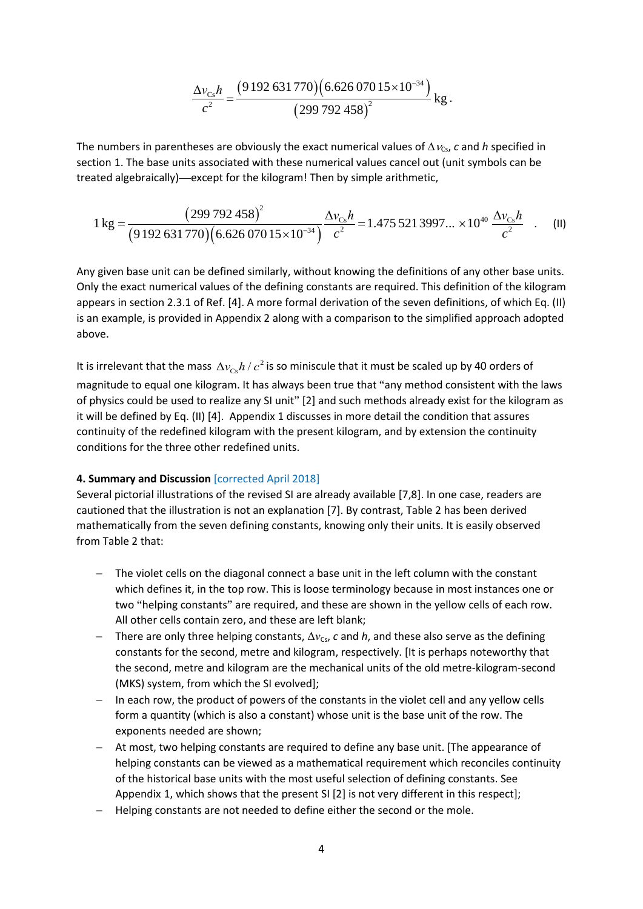$$\frac{\Delta\nu_{\mathrm{Cs}}h}{c^2} = \frac{(9\,192\,631\,770)(6.626\,070\,15\times10^{-34})}{(299\,792\,458)^2}\,\mathrm{kg}\,.$$

The numbers in parentheses are obviously the exact numerical values of $\Delta\nu_{\mathrm{Cs}}$, $c$ and $h$ specified in section 1. The base units associated with these numerical values cancel out (unit symbols can be treated algebraically)—except for the kilogram! Then by simple arithmetic,

$$1\,\mathrm{kg} = \frac{(299\,792\,458)^2}{(9\,192\,631\,770)(6.626\,070\,15\times10^{-34})}\,\frac{\Delta\nu_{\mathrm{Cs}}h}{c^2} = 1.475\,521\,3997...\times10^{40}\,\frac{\Delta\nu_{\mathrm{Cs}}h}{c^2} \quad . \qquad \text{(II)}$$

Any given base unit can be defined similarly, without knowing the definitions of any other base units. Only the exact numerical values of the defining constants are required. This definition of the kilogram appears in section 2.3.1 of Ref. [4]. A more formal derivation of the seven definitions, of which Eq. (II) is an example, is provided in Appendix 2 along with a comparison to the simplified approach adopted above.

It is irrelevant that the mass $\Delta\nu_{\mathrm{Cs}}h/c^2$ is so miniscule that it must be scaled up by 40 orders of magnitude to equal one kilogram. It has always been true that "any method consistent with the laws of physics could be used to realize any SI unit" [2] and such methods already exist for the kilogram as it will be defined by Eq. (II) [4]. Appendix 1 discusses in more detail the condition that assures continuity of the redefined kilogram with the present kilogram, and by extension the continuity conditions for the three other redefined units.

**4. Summary and Discussion** [corrected April 2018]

Several pictorial illustrations of the revised SI are already available [7,8]. In one case, readers are cautioned that the illustration is not an explanation [7]. By contrast, Table 2 has been derived mathematically from the seven defining constants, knowing only their units. It is easily observed from Table 2 that:

- The violet cells on the diagonal connect a base unit in the left column with the constant which defines it, in the top row. This is loose terminology because in most instances one or two "helping constants" are required, and these are shown in the yellow cells of each row. All other cells contain zero, and these are left blank;
- There are only three helping constants, $\Delta\nu_{\mathrm{Cs}}$, $c$ and $h$, and these also serve as the defining constants for the second, metre and kilogram, respectively. [It is perhaps noteworthy that the second, metre and kilogram are the mechanical units of the old metre-kilogram-second (MKS) system, from which the SI evolved];
- In each row, the product of powers of the constants in the violet cell and any yellow cells form a quantity (which is also a constant) whose unit is the base unit of the row. The exponents needed are shown;
- At most, two helping constants are required to define any base unit. [The appearance of helping constants can be viewed as a mathematical requirement which reconciles continuity of the historical base units with the most useful selection of defining constants. See Appendix 1, which shows that the present SI [2] is not very different in this respect];
- Helping constants are not needed to define either the second or the mole.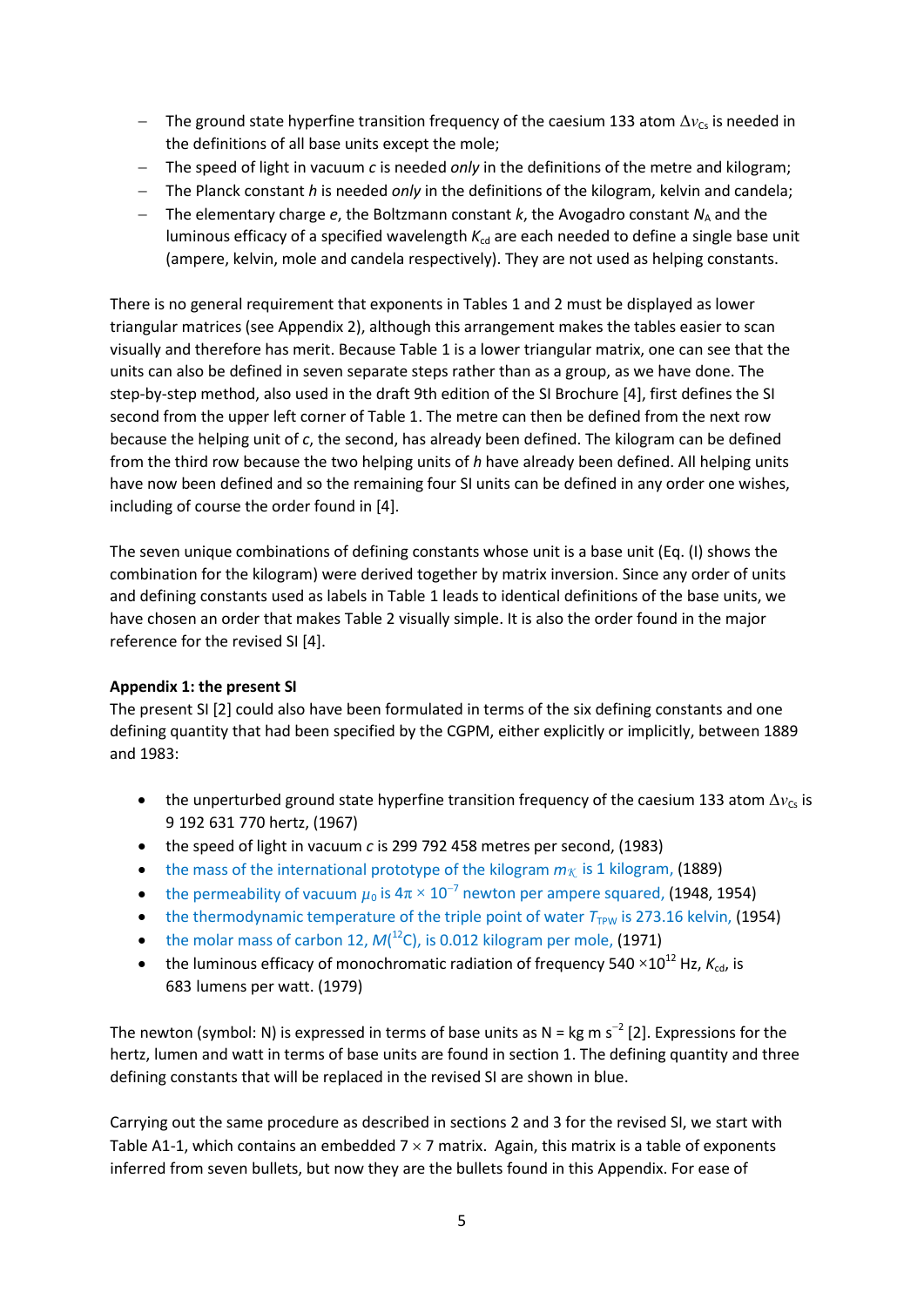- The ground state hyperfine transition frequency of the caesium 133 atom $\Delta\nu_{Cs}$ is needed in the definitions of all base units except the mole;
- The speed of light in vacuum $c$ is needed *only* in the definitions of the metre and kilogram;
- The Planck constant $h$ is needed *only* in the definitions of the kilogram, kelvin and candela;
- The elementary charge $e$, the Boltzmann constant $k$, the Avogadro constant $N_A$ and the luminous efficacy of a specified wavelength $K_{cd}$ are each needed to define a single base unit (ampere, kelvin, mole and candela respectively). They are not used as helping constants.

There is no general requirement that exponents in Tables 1 and 2 must be displayed as lower triangular matrices (see Appendix 2), although this arrangement makes the tables easier to scan visually and therefore has merit. Because Table 1 is a lower triangular matrix, one can see that the units can also be defined in seven separate steps rather than as a group, as we have done. The step-by-step method, also used in the draft 9th edition of the SI Brochure [4], first defines the SI second from the upper left corner of Table 1. The metre can then be defined from the next row because the helping unit of $c$, the second, has already been defined. The kilogram can be defined from the third row because the two helping units of $h$ have already been defined. All helping units have now been defined and so the remaining four SI units can be defined in any order one wishes, including of course the order found in [4].

The seven unique combinations of defining constants whose unit is a base unit (Eq. (I) shows the combination for the kilogram) were derived together by matrix inversion. Since any order of units and defining constants used as labels in Table 1 leads to identical definitions of the base units, we have chosen an order that makes Table 2 visually simple. It is also the order found in the major reference for the revised SI [4].

**Appendix 1: the present SI**

The present SI [2] could also have been formulated in terms of the six defining constants and one defining quantity that had been specified by the CGPM, either explicitly or implicitly, between 1889 and 1983:

- the unperturbed ground state hyperfine transition frequency of the caesium 133 atom $\Delta\nu_{Cs}$ is 9 192 631 770 hertz, (1967)
- the speed of light in vacuum $c$ is 299 792 458 metres per second, (1983)
- the mass of the international prototype of the kilogram $m_{\mathcal{K}}$ is 1 kilogram, (1889)
- the permeability of vacuum $\mu_0$ is $4\pi \times 10^{-7}$ newton per ampere squared, (1948, 1954)
- the thermodynamic temperature of the triple point of water $T_{TPW}$ is 273.16 kelvin, (1954)
- the molar mass of carbon 12, $M(^{12}C)$, is 0.012 kilogram per mole, (1971)
- the luminous efficacy of monochromatic radiation of frequency $540 \times 10^{12}$ Hz, $K_{cd}$, is 683 lumens per watt. (1979)

The newton (symbol: N) is expressed in terms of base units as N = kg m s$^{-2}$ [2]. Expressions for the hertz, lumen and watt in terms of base units are found in section 1. The defining quantity and three defining constants that will be replaced in the revised SI are shown in blue.

Carrying out the same procedure as described in sections 2 and 3 for the revised SI, we start with Table A1-1, which contains an embedded $7 \times 7$ matrix. Again, this matrix is a table of exponents inferred from seven bullets, but now they are the bullets found in this Appendix. For ease of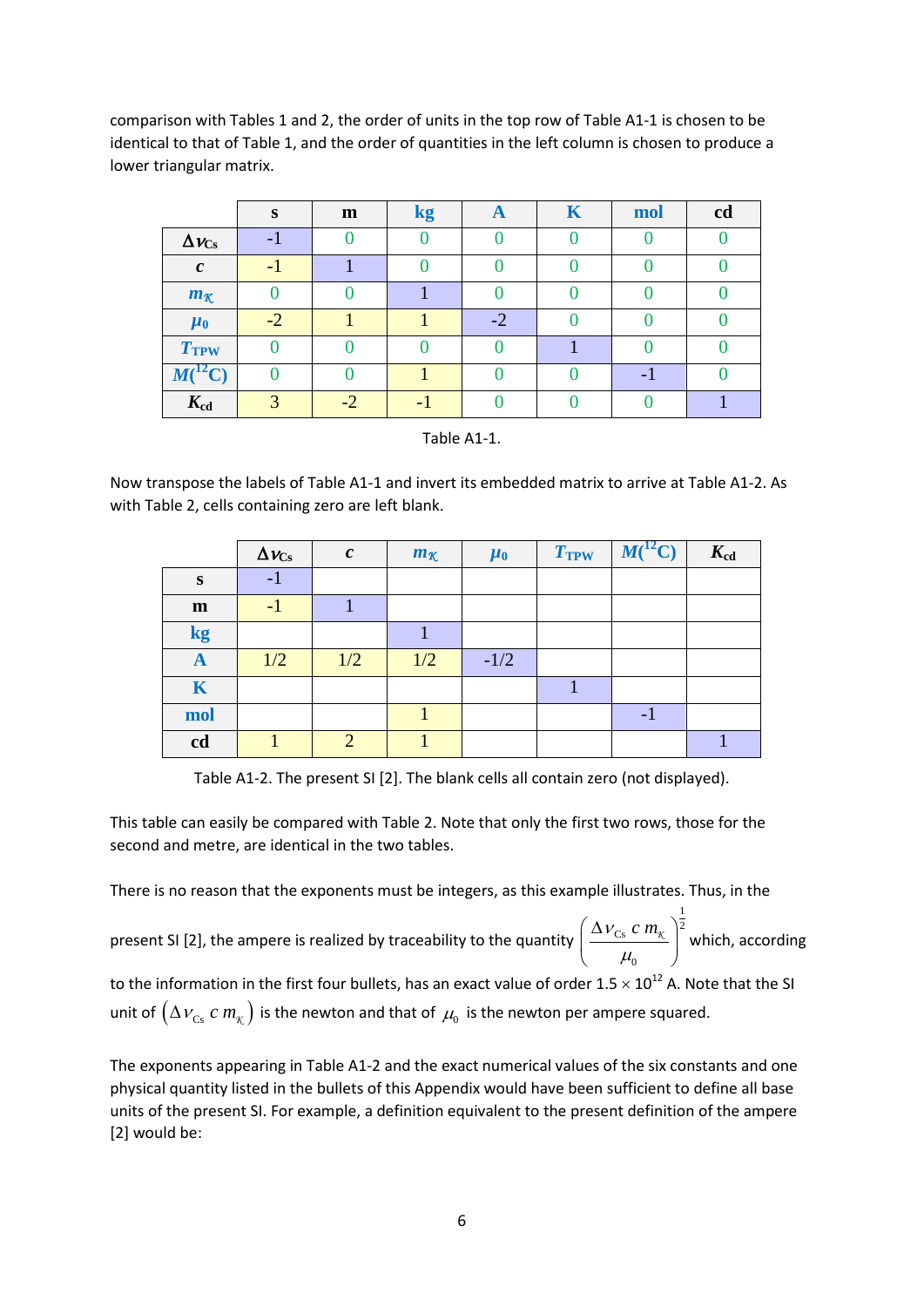comparison with Tables 1 and 2, the order of units in the top row of Table A1-1 is chosen to be identical to that of Table 1, and the order of quantities in the left column is chosen to produce a lower triangular matrix.

| | s | m | kg | A | K | mol | cd |
|---|---|---|---|---|---|---|---|
| $\Delta\nu_{\mathrm{Cs}}$ | -1 | 0 | 0 | 0 | 0 | 0 | 0 |
| $c$ | -1 | 1 | 0 | 0 | 0 | 0 | 0 |
| $m_{\mathcal{K}}$ | 0 | 0 | 1 | 0 | 0 | 0 | 0 |
| $\mu_0$ | -2 | 1 | 1 | -2 | 0 | 0 | 0 |
| $T_{\mathrm{TPW}}$ | 0 | 0 | 0 | 0 | 1 | 0 | 0 |
| $M(^{12}\mathrm{C})$ | 0 | 0 | 1 | 0 | 0 | -1 | 0 |
| $K_{\mathrm{cd}}$ | 3 | -2 | -1 | 0 | 0 | 0 | 1 |

Table A1-1.

Now transpose the labels of Table A1-1 and invert its embedded matrix to arrive at Table A1-2. As with Table 2, cells containing zero are left blank.

| | $\Delta\nu_{\mathrm{Cs}}$ | $c$ | $m_{\mathcal{K}}$ | $\mu_0$ | $T_{\mathrm{TPW}}$ | $M(^{12}\mathrm{C})$ | $K_{\mathrm{cd}}$ |
|---|---|---|---|---|---|---|---|
| s | -1 | | | | | | |
| m | -1 | 1 | | | | | |
| kg | | | 1 | | | | |
| A | 1/2 | 1/2 | 1/2 | -1/2 | | | |
| K | | | | | 1 | | |
| mol | | | 1 | | | -1 | |
| cd | 1 | 2 | 1 | | | | 1 |

Table A1-2. The present SI [2]. The blank cells all contain zero (not displayed).

This table can easily be compared with Table 2. Note that only the first two rows, those for the second and metre, are identical in the two tables.

There is no reason that the exponents must be integers, as this example illustrates. Thus, in the present SI [2], the ampere is realized by traceability to the quantity $\left(\dfrac{\Delta\nu_{\mathrm{Cs}}\, c\, m_{\mathcal{K}}}{\mu_0}\right)^{\frac{1}{2}}$ which, according to the information in the first four bullets, has an exact value of order $1.5 \times 10^{12}$ A. Note that the SI unit of $\left(\Delta\nu_{\mathrm{Cs}}\, c\, m_{\mathcal{K}}\right)$ is the newton and that of $\mu_0$ is the newton per ampere squared.

The exponents appearing in Table A1-2 and the exact numerical values of the six constants and one physical quantity listed in the bullets of this Appendix would have been sufficient to define all base units of the present SI. For example, a definition equivalent to the present definition of the ampere [2] would be: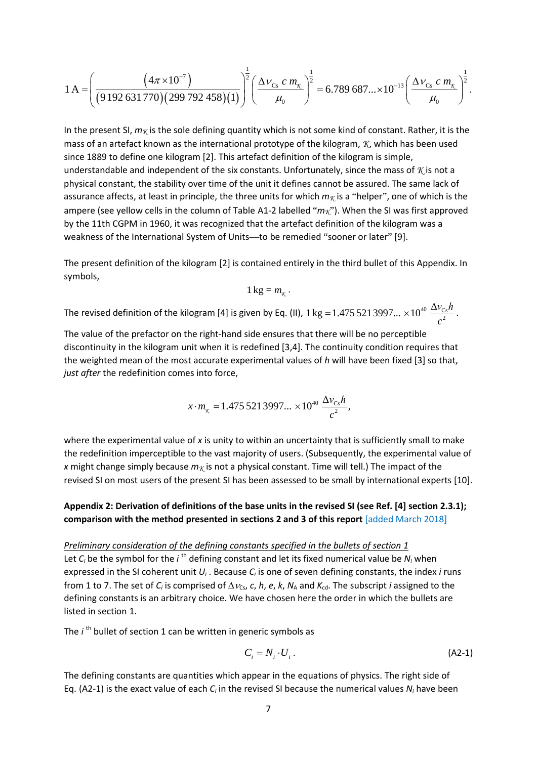$$1\,\text{A} = \left( \frac{\left(4\pi \times 10^{-7}\right)}{\left(9\,192\,631\,770\right)\left(299\,792\,458\right)\left(1\right)} \right)^{\frac{1}{2}} \left( \frac{\Delta\nu_{\text{Cs}}\; c\; m_{\mathcal{K}}}{\mu_0} \right)^{\frac{1}{2}} = 6.789\,687... \times 10^{-13} \left( \frac{\Delta\nu_{\text{Cs}}\; c\; m_{\mathcal{K}}}{\mu_0} \right)^{\frac{1}{2}}.$$

In the present SI, $m_{\mathcal{K}}$ is the sole defining quantity which is not some kind of constant. Rather, it is the mass of an artefact known as the international prototype of the kilogram, $\mathcal{K}$, which has been used since 1889 to define one kilogram [2]. This artefact definition of the kilogram is simple, understandable and independent of the six constants. Unfortunately, since the mass of $\mathcal{K}$ is not a physical constant, the stability over time of the unit it defines cannot be assured. The same lack of assurance affects, at least in principle, the three units for which $m_{\mathcal{K}}$ is a "helper", one of which is the ampere (see yellow cells in the column of Table A1-2 labelled "$m_{\mathcal{K}}$"). When the SI was first approved by the 11th CGPM in 1960, it was recognized that the artefact definition of the kilogram was a weakness of the International System of Units—to be remedied "sooner or later" [9].

The present definition of the kilogram [2] is contained entirely in the third bullet of this Appendix. In symbols,

$$1\,\text{kg} = m_{\mathcal{K}}\,.$$

The revised definition of the kilogram [4] is given by Eq. (II), $1\,\text{kg} = 1.475\,521\,3997... \times 10^{40}\,\dfrac{\Delta\nu_{\text{Cs}}h}{c^2}$.

The value of the prefactor on the right-hand side ensures that there will be no perceptible discontinuity in the kilogram unit when it is redefined [3,4]. The continuity condition requires that the weighted mean of the most accurate experimental values of $h$ will have been fixed [3] so that, *just after* the redefinition comes into force,

$$x \cdot m_{\mathcal{K}} = 1.475\,521\,3997... \times 10^{40}\,\frac{\Delta\nu_{\text{Cs}}h}{c^2},$$

where the experimental value of $x$ is unity to within an uncertainty that is sufficiently small to make the redefinition imperceptible to the vast majority of users. (Subsequently, the experimental value of $x$ might change simply because $m_{\mathcal{K}}$ is not a physical constant. Time will tell.) The impact of the revised SI on most users of the present SI has been assessed to be small by international experts [10].

## Appendix 2: Derivation of definitions of the base units in the revised SI (see Ref. [4] section 2.3.1); comparison with the method presented in sections 2 and 3 of this report [added March 2018]

*Preliminary consideration of the defining constants specified in the bullets of section 1*

Let $C_i$ be the symbol for the $i^{\text{th}}$ defining constant and let its fixed numerical value be $N_i$ when expressed in the SI coherent unit $U_i$. Because $C_i$ is one of seven defining constants, the index $i$ runs from 1 to 7. The set of $C_i$ is comprised of $\Delta\nu_{\text{Cs}}$, $c$, $h$, $e$, $k$, $N_{\text{A}}$ and $K_{\text{cd}}$. The subscript $i$ assigned to the defining constants is an arbitrary choice. We have chosen here the order in which the bullets are listed in section 1.

The $i^{\text{th}}$ bullet of section 1 can be written in generic symbols as

$$C_i = N_i \cdot U_i\,. \tag{A2-1}$$

The defining constants are quantities which appear in the equations of physics. The right side of Eq. (A2-1) is the exact value of each $C_i$ in the revised SI because the numerical values $N_i$ have been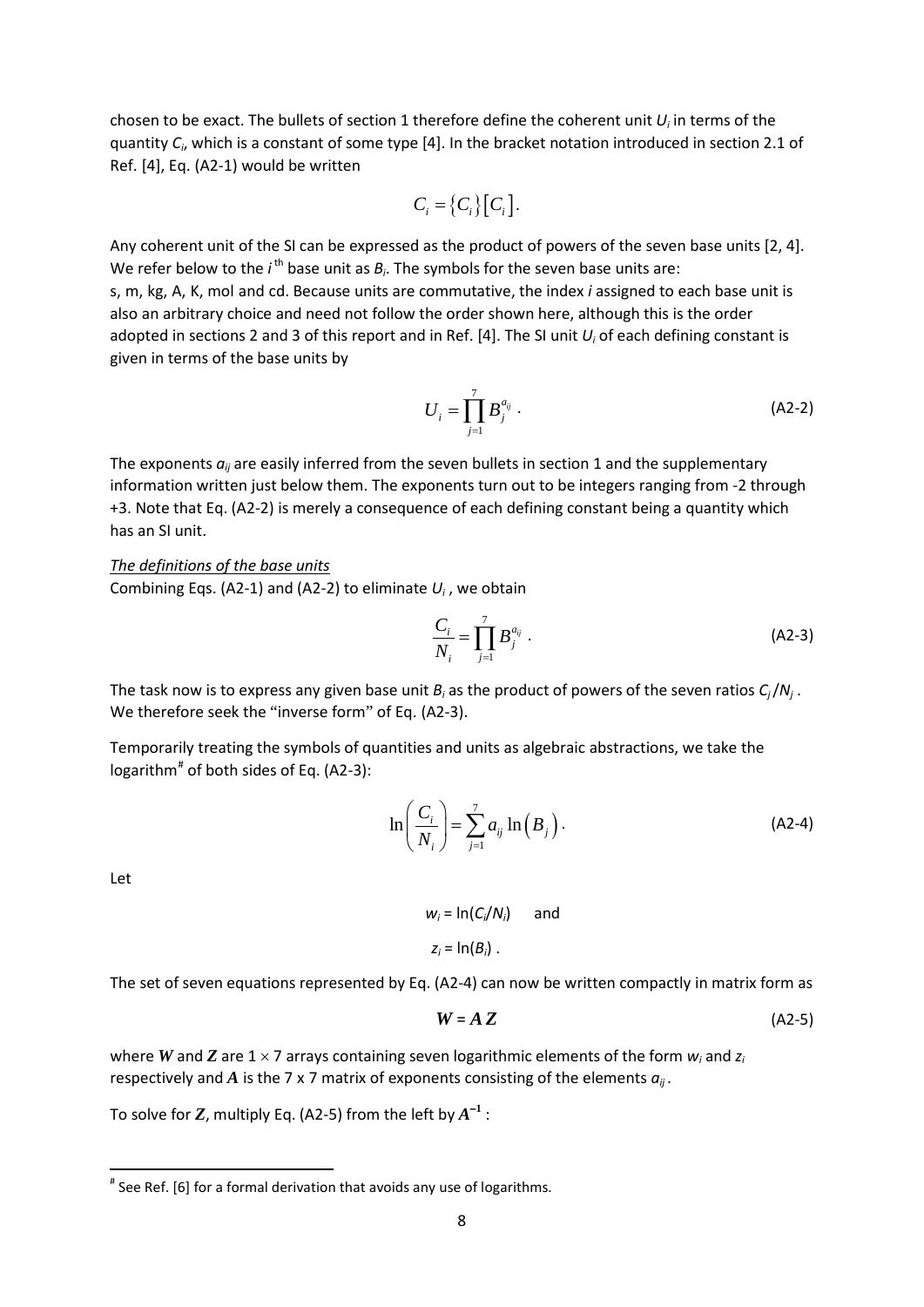chosen to be exact. The bullets of section 1 therefore define the coherent unit $U_i$ in terms of the quantity $C_i$, which is a constant of some type [4]. In the bracket notation introduced in section 2.1 of Ref. [4], Eq. (A2-1) would be written

$$C_i = \{C_i\}[C_i].$$

Any coherent unit of the SI can be expressed as the product of powers of the seven base units [2, 4]. We refer below to the $i^{\text{th}}$ base unit as $B_i$. The symbols for the seven base units are: s, m, kg, A, K, mol and cd. Because units are commutative, the index $i$ assigned to each base unit is also an arbitrary choice and need not follow the order shown here, although this is the order adopted in sections 2 and 3 of this report and in Ref. [4]. The SI unit $U_i$ of each defining constant is given in terms of the base units by

$$U_i = \prod_{j=1}^{7} B_j^{a_{ij}} \,. \tag{A2-2}$$

The exponents $a_{ij}$ are easily inferred from the seven bullets in section 1 and the supplementary information written just below them. The exponents turn out to be integers ranging from -2 through +3. Note that Eq. (A2-2) is merely a consequence of each defining constant being a quantity which has an SI unit.

*The definitions of the base units*

Combining Eqs. (A2-1) and (A2-2) to eliminate $U_i$, we obtain

$$\frac{C_i}{N_i} = \prod_{j=1}^{7} B_j^{a_{ij}} \,. \tag{A2-3}$$

The task now is to express any given base unit $B_i$ as the product of powers of the seven ratios $C_j/N_j$. We therefore seek the "inverse form" of Eq. (A2-3).

Temporarily treating the symbols of quantities and units as algebraic abstractions, we take the logarithm[#] of both sides of Eq. (A2-3):

$$\ln\left(\frac{C_i}{N_i}\right) = \sum_{j=1}^{7} a_{ij} \ln\left(B_j\right). \tag{A2-4}$$

Let

$$w_i = \ln(C_i/N_i) \quad \text{and}$$

$$z_i = \ln(B_i)\,.$$

The set of seven equations represented by Eq. (A2-4) can now be written compactly in matrix form as

$$\boldsymbol{W} = \boldsymbol{A}\,\boldsymbol{Z} \tag{A2-5}$$

where $\boldsymbol{W}$ and $\boldsymbol{Z}$ are $1 \times 7$ arrays containing seven logarithmic elements of the form $w_i$ and $z_i$ respectively and $\boldsymbol{A}$ is the 7 x 7 matrix of exponents consisting of the elements $a_{ij}$.

To solve for $\boldsymbol{Z}$, multiply Eq. (A2-5) from the left by $\boldsymbol{A}^{-1}$:

[#] See Ref. [6] for a formal derivation that avoids any use of logarithms.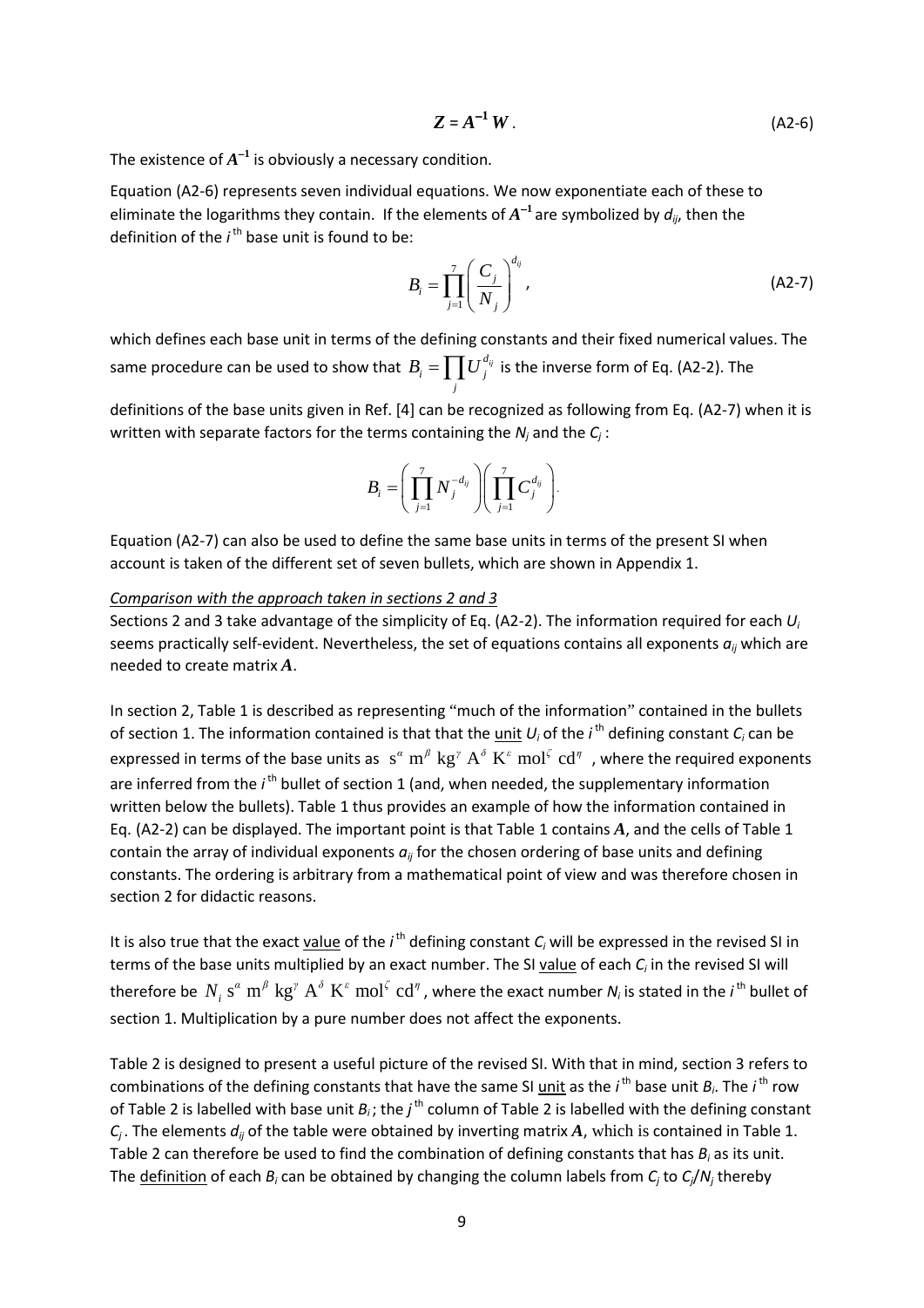$$\boldsymbol{Z} = \boldsymbol{A}^{-1}\boldsymbol{W}\,. \tag{A2-6}$$

The existence of $\boldsymbol{A}^{-1}$ is obviously a necessary condition.

Equation (A2-6) represents seven individual equations. We now exponentiate each of these to eliminate the logarithms they contain. If the elements of $\boldsymbol{A}^{-1}$ are symbolized by $d_{ij}$, then the definition of the $i^{\text{th}}$ base unit is found to be:

$$B_i = \prod_{j=1}^{7}\left(\frac{C_j}{N_j}\right)^{d_{ij}}, \tag{A2-7}$$

which defines each base unit in terms of the defining constants and their fixed numerical values. The same procedure can be used to show that $B_i = \prod_j U_j^{d_{ij}}$ is the inverse form of Eq. (A2-2). The definitions of the base units given in Ref. [4] can be recognized as following from Eq. (A2-7) when it is written with separate factors for the terms containing the $N_j$ and the $C_j$ :

$$B_i = \left(\prod_{j=1}^{7} N_j^{-d_{ij}}\right)\left(\prod_{j=1}^{7} C_j^{d_{ij}}\right).$$

Equation (A2-7) can also be used to define the same base units in terms of the present SI when account is taken of the different set of seven bullets, which are shown in Appendix 1.

*Comparison with the approach taken in sections 2 and 3*

Sections 2 and 3 take advantage of the simplicity of Eq. (A2-2). The information required for each $U_i$ seems practically self-evident. Nevertheless, the set of equations contains all exponents $a_{ij}$ which are needed to create matrix $\boldsymbol{A}$.

In section 2, Table 1 is described as representing "much of the information" contained in the bullets of section 1. The information contained is that that the unit $U_i$ of the $i^{\text{th}}$ defining constant $C_i$ can be expressed in terms of the base units as $\mathrm{s}^{\alpha}\ \mathrm{m}^{\beta}\ \mathrm{kg}^{\gamma}\ \mathrm{A}^{\delta}\ \mathrm{K}^{\varepsilon}\ \mathrm{mol}^{\zeta}\ \mathrm{cd}^{\eta}$ , where the required exponents are inferred from the $i^{\text{th}}$ bullet of section 1 (and, when needed, the supplementary information written below the bullets). Table 1 thus provides an example of how the information contained in Eq. (A2-2) can be displayed. The important point is that Table 1 contains $\boldsymbol{A}$, and the cells of Table 1 contain the array of individual exponents $a_{ij}$ for the chosen ordering of base units and defining constants. The ordering is arbitrary from a mathematical point of view and was therefore chosen in section 2 for didactic reasons.

It is also true that the exact value of the $i^{\text{th}}$ defining constant $C_i$ will be expressed in the revised SI in terms of the base units multiplied by an exact number. The SI value of each $C_i$ in the revised SI will therefore be $N_i\ \mathrm{s}^{\alpha}\ \mathrm{m}^{\beta}\ \mathrm{kg}^{\gamma}\ \mathrm{A}^{\delta}\ \mathrm{K}^{\varepsilon}\ \mathrm{mol}^{\zeta}\ \mathrm{cd}^{\eta}$, where the exact number $N_i$ is stated in the $i^{\text{th}}$ bullet of section 1. Multiplication by a pure number does not affect the exponents.

Table 2 is designed to present a useful picture of the revised SI. With that in mind, section 3 refers to combinations of the defining constants that have the same SI unit as the $i^{\text{th}}$ base unit $B_i$. The $i^{\text{th}}$ row of Table 2 is labelled with base unit $B_i$ ; the $j^{\text{th}}$ column of Table 2 is labelled with the defining constant $C_j$ . The elements $d_{ij}$ of the table were obtained by inverting matrix $\boldsymbol{A}$, which is contained in Table 1. Table 2 can therefore be used to find the combination of defining constants that has $B_i$ as its unit. The definition of each $B_i$ can be obtained by changing the column labels from $C_j$ to $C_j/N_j$ thereby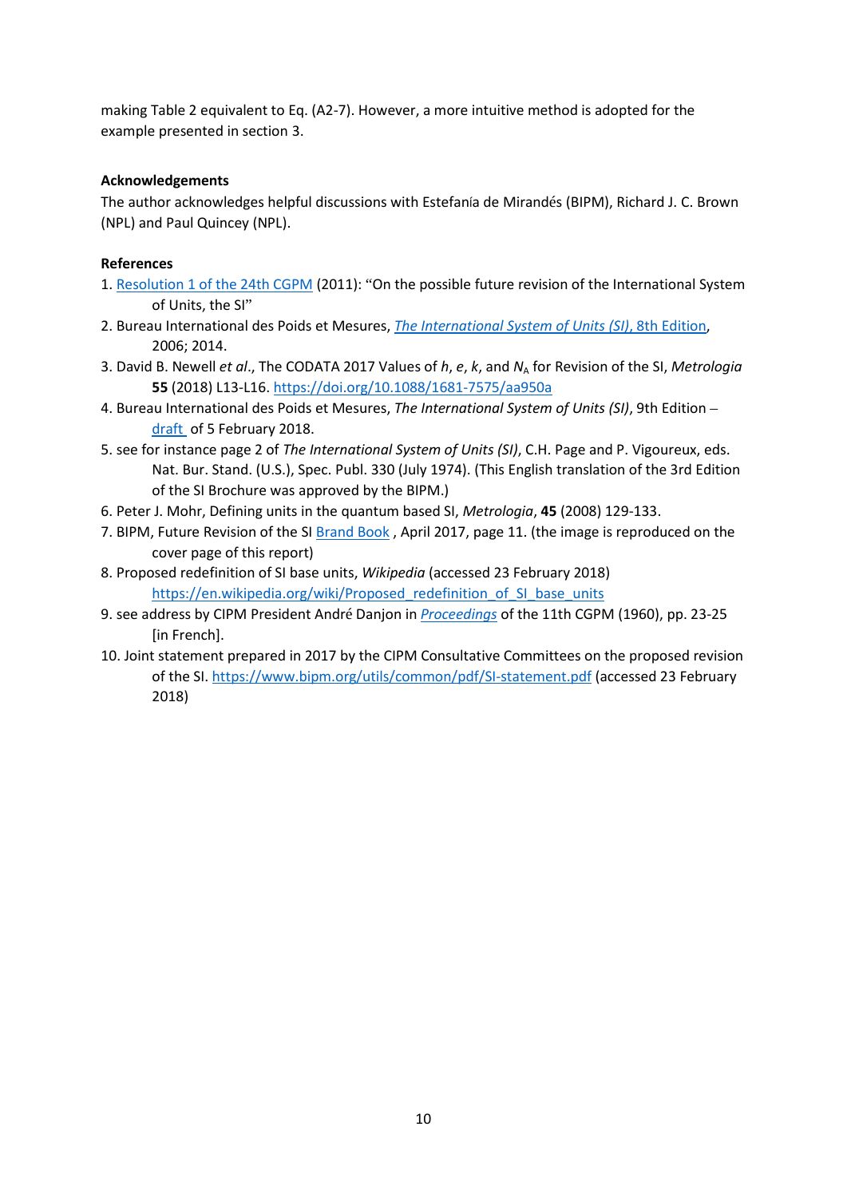making Table 2 equivalent to Eq. (A2-7). However, a more intuitive method is adopted for the example presented in section 3.

**Acknowledgements**

The author acknowledges helpful discussions with Estefanía de Mirandés (BIPM), Richard J. C. Brown (NPL) and Paul Quincey (NPL).

**References**

1. Resolution 1 of the 24th CGPM (2011): "On the possible future revision of the International System of Units, the SI"
2. Bureau International des Poids et Mesures, *The International System of Units (SI)*, 8th Edition, 2006; 2014.
3. David B. Newell *et al*., The CODATA 2017 Values of *h*, *e*, *k*, and $N_A$ for Revision of the SI, *Metrologia* **55** (2018) L13-L16. https://doi.org/10.1088/1681-7575/aa950a
4. Bureau International des Poids et Mesures, *The International System of Units (SI)*, 9th Edition – draft of 5 February 2018.
5. see for instance page 2 of *The International System of Units (SI)*, C.H. Page and P. Vigoureux, eds. Nat. Bur. Stand. (U.S.), Spec. Publ. 330 (July 1974). (This English translation of the 3rd Edition of the SI Brochure was approved by the BIPM.)
6. Peter J. Mohr, Defining units in the quantum based SI, *Metrologia*, **45** (2008) 129-133.
7. BIPM, Future Revision of the SI Brand Book , April 2017, page 11. (the image is reproduced on the cover page of this report)
8. Proposed redefinition of SI base units, *Wikipedia* (accessed 23 February 2018) https://en.wikipedia.org/wiki/Proposed_redefinition_of_SI_base_units
9. see address by CIPM President André Danjon in *Proceedings* of the 11th CGPM (1960), pp. 23-25 [in French].
10. Joint statement prepared in 2017 by the CIPM Consultative Committees on the proposed revision of the SI. https://www.bipm.org/utils/common/pdf/SI-statement.pdf (accessed 23 February 2018)